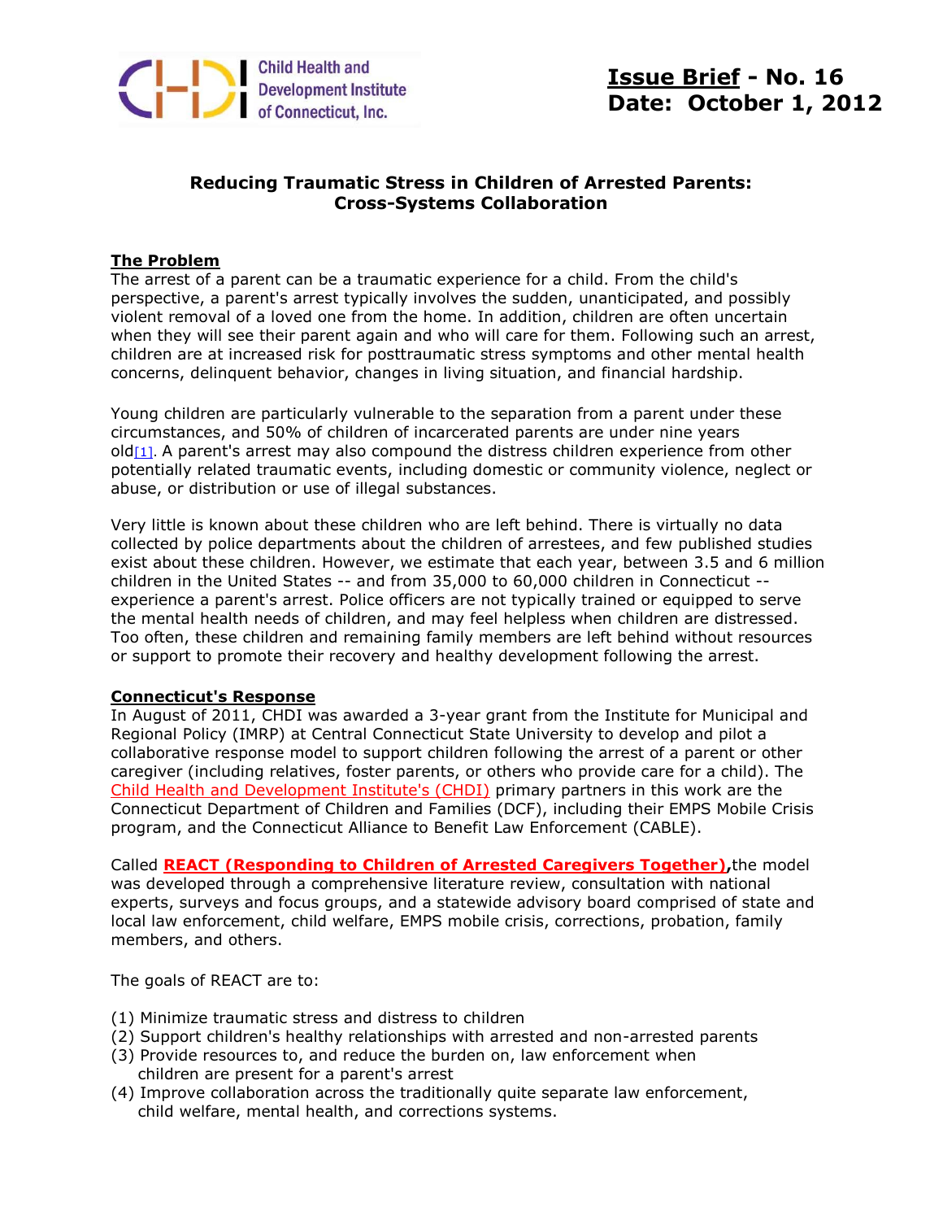Child Health and Development Institute of Connecticut, Inc.

**Issue Brief - No. 16**
**Date: October 1, 2012**

## Reducing Traumatic Stress in Children of Arrested Parents: Cross-Systems Collaboration

### The Problem

The arrest of a parent can be a traumatic experience for a child. From the child's perspective, a parent's arrest typically involves the sudden, unanticipated, and possibly violent removal of a loved one from the home. In addition, children are often uncertain when they will see their parent again and who will care for them. Following such an arrest, children are at increased risk for posttraumatic stress symptoms and other mental health concerns, delinquent behavior, changes in living situation, and financial hardship.

Young children are particularly vulnerable to the separation from a parent under these circumstances, and 50% of children of incarcerated parents are under nine years old[1]. A parent's arrest may also compound the distress children experience from other potentially related traumatic events, including domestic or community violence, neglect or abuse, or distribution or use of illegal substances.

Very little is known about these children who are left behind. There is virtually no data collected by police departments about the children of arrestees, and few published studies exist about these children. However, we estimate that each year, between 3.5 and 6 million children in the United States -- and from 35,000 to 60,000 children in Connecticut -- experience a parent's arrest. Police officers are not typically trained or equipped to serve the mental health needs of children, and may feel helpless when children are distressed. Too often, these children and remaining family members are left behind without resources or support to promote their recovery and healthy development following the arrest.

### Connecticut's Response

In August of 2011, CHDI was awarded a 3-year grant from the Institute for Municipal and Regional Policy (IMRP) at Central Connecticut State University to develop and pilot a collaborative response model to support children following the arrest of a parent or other caregiver (including relatives, foster parents, or others who provide care for a child). The Child Health and Development Institute's (CHDI) primary partners in this work are the Connecticut Department of Children and Families (DCF), including their EMPS Mobile Crisis program, and the Connecticut Alliance to Benefit Law Enforcement (CABLE).

Called **REACT (Responding to Children of Arrested Caregivers Together)**, the model was developed through a comprehensive literature review, consultation with national experts, surveys and focus groups, and a statewide advisory board comprised of state and local law enforcement, child welfare, EMPS mobile crisis, corrections, probation, family members, and others.

The goals of REACT are to:

(1) Minimize traumatic stress and distress to children
(2) Support children's healthy relationships with arrested and non-arrested parents
(3) Provide resources to, and reduce the burden on, law enforcement when children are present for a parent's arrest
(4) Improve collaboration across the traditionally quite separate law enforcement, child welfare, mental health, and corrections systems.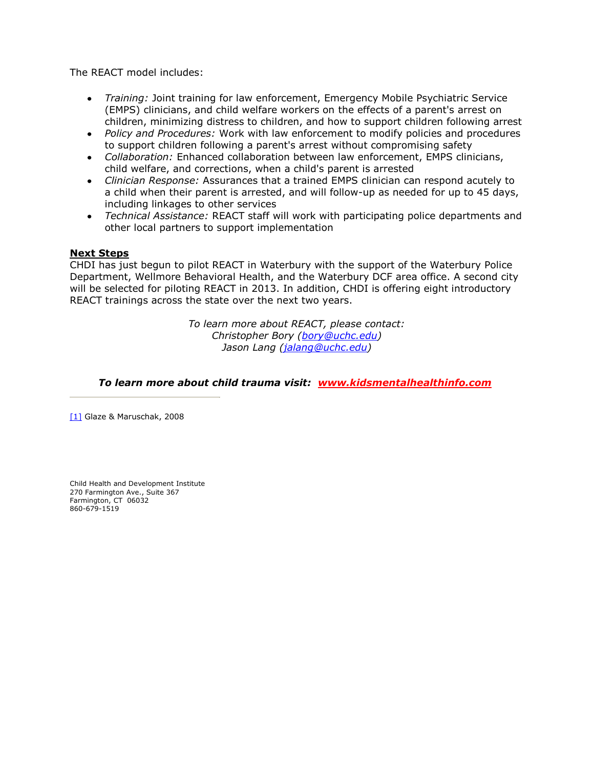The REACT model includes:

- *Training:* Joint training for law enforcement, Emergency Mobile Psychiatric Service (EMPS) clinicians, and child welfare workers on the effects of a parent's arrest on children, minimizing distress to children, and how to support children following arrest
- *Policy and Procedures:* Work with law enforcement to modify policies and procedures to support children following a parent's arrest without compromising safety
- *Collaboration:* Enhanced collaboration between law enforcement, EMPS clinicians, child welfare, and corrections, when a child's parent is arrested
- *Clinician Response:* Assurances that a trained EMPS clinician can respond acutely to a child when their parent is arrested, and will follow-up as needed for up to 45 days, including linkages to other services
- *Technical Assistance:* REACT staff will work with participating police departments and other local partners to support implementation

**Next Steps**

CHDI has just begun to pilot REACT in Waterbury with the support of the Waterbury Police Department, Wellmore Behavioral Health, and the Waterbury DCF area office. A second city will be selected for piloting REACT in 2013. In addition, CHDI is offering eight introductory REACT trainings across the state over the next two years.

*To learn more about REACT, please contact:*
*Christopher Bory (bory@uchc.edu)*
*Jason Lang (jalang@uchc.edu)*

***To learn more about child trauma visit: www.kidsmentalhealthinfo.com***

---

[1] Glaze & Maruschak, 2008

Child Health and Development Institute
270 Farmington Ave., Suite 367
Farmington, CT 06032
860-679-1519